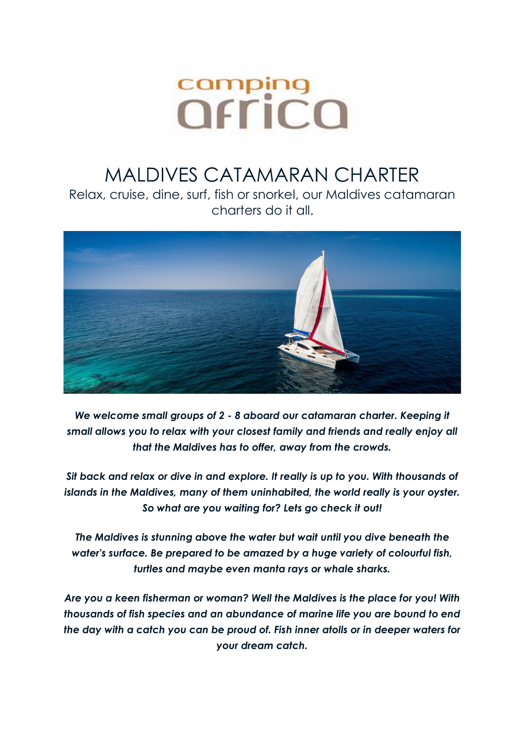camping africa

# MALDIVES CATAMARAN CHARTER

Relax, cruise, dine, surf, fish or snorkel, our Maldives catamaran charters do it all.

***We welcome small groups of 2 - 8 aboard our catamaran charter. Keeping it small allows you to relax with your closest family and friends and really enjoy all that the Maldives has to offer, away from the crowds.***

***Sit back and relax or dive in and explore. It really is up to you. With thousands of islands in the Maldives, many of them uninhabited, the world really is your oyster. So what are you waiting for? Lets go check it out!***

***The Maldives is stunning above the water but wait until you dive beneath the water's surface. Be prepared to be amazed by a huge variety of colourful fish, turtles and maybe even manta rays or whale sharks.***

***Are you a keen fisherman or woman? Well the Maldives is the place for you! With thousands of fish species and an abundance of marine life you are bound to end the day with a catch you can be proud of. Fish inner atolls or in deeper waters for your dream catch.***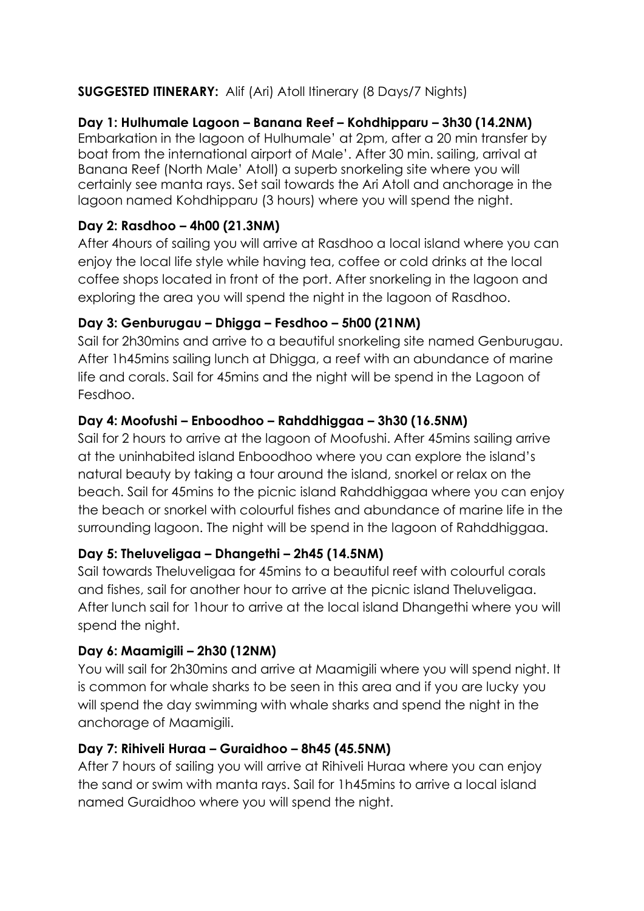**SUGGESTED ITINERARY:** Alif (Ari) Atoll Itinerary (8 Days/7 Nights)

**Day 1: Hulhumale Lagoon – Banana Reef – Kohdhipparu – 3h30 (14.2NM)**
Embarkation in the lagoon of Hulhumale' at 2pm, after a 20 min transfer by boat from the international airport of Male'. After 30 min. sailing, arrival at Banana Reef (North Male' Atoll) a superb snorkeling site where you will certainly see manta rays. Set sail towards the Ari Atoll and anchorage in the lagoon named Kohdhipparu (3 hours) where you will spend the night.

**Day 2: Rasdhoo – 4h00 (21.3NM)**
After 4hours of sailing you will arrive at Rasdhoo a local island where you can enjoy the local life style while having tea, coffee or cold drinks at the local coffee shops located in front of the port. After snorkeling in the lagoon and exploring the area you will spend the night in the lagoon of Rasdhoo.

**Day 3: Genburugau – Dhigga – Fesdhoo – 5h00 (21NM)**
Sail for 2h30mins and arrive to a beautiful snorkeling site named Genburugau. After 1h45mins sailing lunch at Dhigga, a reef with an abundance of marine life and corals. Sail for 45mins and the night will be spend in the Lagoon of Fesdhoo.

**Day 4: Moofushi – Enboodhoo – Rahddhiggaa – 3h30 (16.5NM)**
Sail for 2 hours to arrive at the lagoon of Moofushi. After 45mins sailing arrive at the uninhabited island Enboodhoo where you can explore the island's natural beauty by taking a tour around the island, snorkel or relax on the beach. Sail for 45mins to the picnic island Rahddhiggaa where you can enjoy the beach or snorkel with colourful fishes and abundance of marine life in the surrounding lagoon. The night will be spend in the lagoon of Rahddhiggaa.

**Day 5: Theluveligaa – Dhangethi – 2h45 (14.5NM)**
Sail towards Theluveligaa for 45mins to a beautiful reef with colourful corals and fishes, sail for another hour to arrive at the picnic island Theluveligaa. After lunch sail for 1hour to arrive at the local island Dhangethi where you will spend the night.

**Day 6: Maamigili – 2h30 (12NM)**
You will sail for 2h30mins and arrive at Maamigili where you will spend night. It is common for whale sharks to be seen in this area and if you are lucky you will spend the day swimming with whale sharks and spend the night in the anchorage of Maamigili.

**Day 7: Rihiveli Huraa – Guraidhoo – 8h45 (45.5NM)**
After 7 hours of sailing you will arrive at Rihiveli Huraa where you can enjoy the sand or swim with manta rays. Sail for 1h45mins to arrive a local island named Guraidhoo where you will spend the night.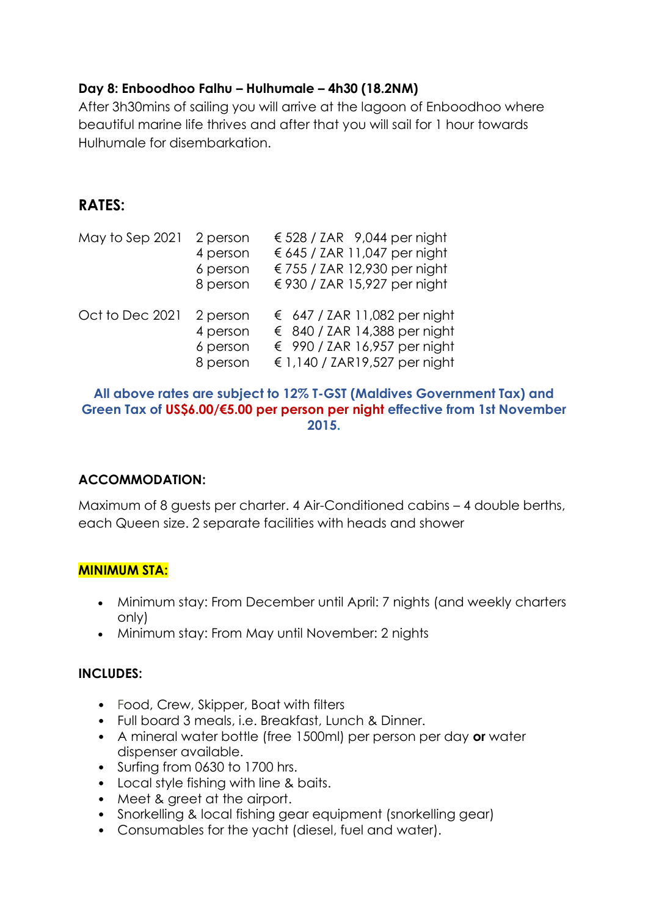**Day 8: Enboodhoo Falhu – Hulhumale – 4h30 (18.2NM)**
After 3h30mins of sailing you will arrive at the lagoon of Enboodhoo where beautiful marine life thrives and after that you will sail for 1 hour towards Hulhumale for disembarkation.

## RATES:

| | | |
|---|---|---|
| May to Sep 2021 | 2 person | € 528 / ZAR 9,044 per night |
| | 4 person | € 645 / ZAR 11,047 per night |
| | 6 person | € 755 / ZAR 12,930 per night |
| | 8 person | € 930 / ZAR 15,927 per night |
| Oct to Dec 2021 | 2 person | € 647 / ZAR 11,082 per night |
| | 4 person | € 840 / ZAR 14,388 per night |
| | 6 person | € 990 / ZAR 16,957 per night |
| | 8 person | € 1,140 / ZAR19,527 per night |

**All above rates are subject to 12% T-GST (Maldives Government Tax) and Green Tax of US$6.00/€5.00 per person per night effective from 1st November 2015.**

**ACCOMMODATION:**

Maximum of 8 guests per charter. 4 Air-Conditioned cabins – 4 double berths, each Queen size. 2 separate facilities with heads and shower

**MINIMUM STA:**

- Minimum stay: From December until April: 7 nights (and weekly charters only)
- Minimum stay: From May until November: 2 nights

**INCLUDES:**

- Food, Crew, Skipper, Boat with filters
- Full board 3 meals, i.e. Breakfast, Lunch & Dinner.
- A mineral water bottle (free 1500ml) per person per day **or** water dispenser available.
- Surfing from 0630 to 1700 hrs.
- Local style fishing with line & baits.
- Meet & greet at the airport.
- Snorkelling & local fishing gear equipment (snorkelling gear)
- Consumables for the yacht (diesel, fuel and water).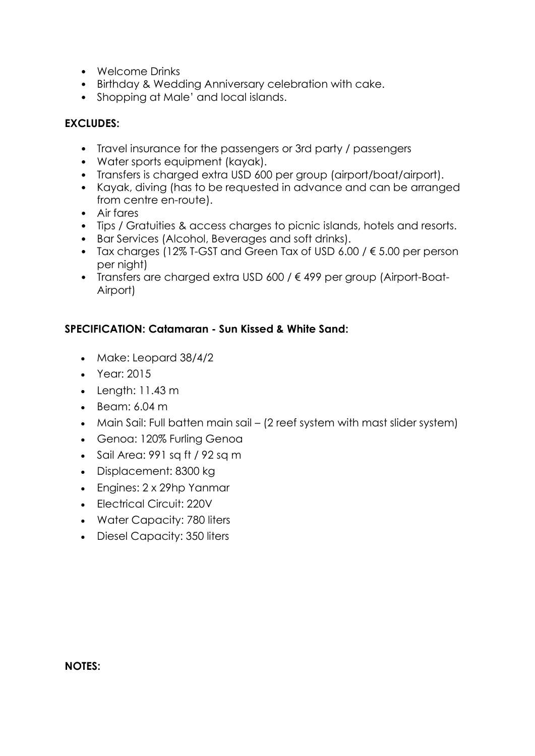- Welcome Drinks
- Birthday & Wedding Anniversary celebration with cake.
- Shopping at Male' and local islands.

**EXCLUDES:**

- Travel insurance for the passengers or 3rd party / passengers
- Water sports equipment (kayak).
- Transfers is charged extra USD 600 per group (airport/boat/airport).
- Kayak, diving (has to be requested in advance and can be arranged from centre en-route).
- Air fares
- Tips / Gratuities & access charges to picnic islands, hotels and resorts.
- Bar Services (Alcohol, Beverages and soft drinks).
- Tax charges (12% T-GST and Green Tax of USD 6.00 / € 5.00 per person per night)
- Transfers are charged extra USD 600 / € 499 per group (Airport-Boat-Airport)

**SPECIFICATION: Catamaran - Sun Kissed & White Sand:**

- Make: Leopard 38/4/2
- Year: 2015
- Length: 11.43 m
- Beam: 6.04 m
- Main Sail: Full batten main sail – (2 reef system with mast slider system)
- Genoa: 120% Furling Genoa
- Sail Area: 991 sq ft / 92 sq m
- Displacement: 8300 kg
- Engines: 2 x 29hp Yanmar
- Electrical Circuit: 220V
- Water Capacity: 780 liters
- Diesel Capacity: 350 liters

**NOTES:**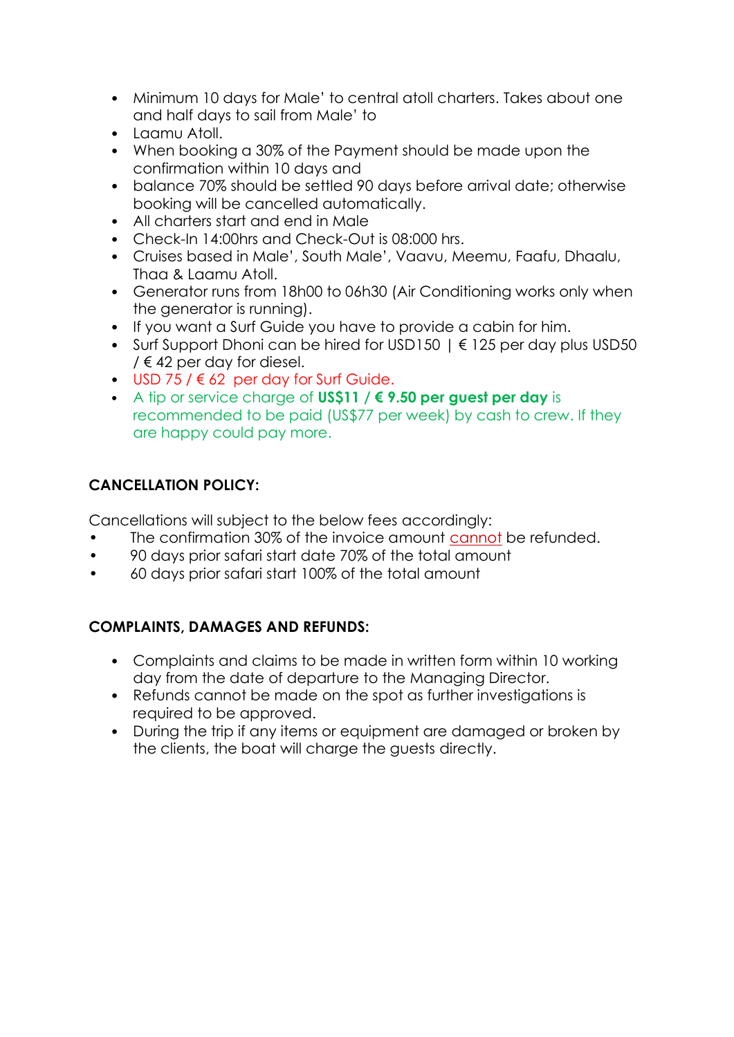- Minimum 10 days for Male' to central atoll charters. Takes about one and half days to sail from Male' to
- Laamu Atoll.
- When booking a 30% of the Payment should be made upon the confirmation within 10 days and
- balance 70% should be settled 90 days before arrival date; otherwise booking will be cancelled automatically.
- All charters start and end in Male
- Check-In 14:00hrs and Check-Out is 08:000 hrs.
- Cruises based in Male', South Male', Vaavu, Meemu, Faafu, Dhaalu, Thaa & Laamu Atoll.
- Generator runs from 18h00 to 06h30 (Air Conditioning works only when the generator is running).
- If you want a Surf Guide you have to provide a cabin for him.
- Surf Support Dhoni can be hired for USD150 | € 125 per day plus USD50 / € 42 per day for diesel.
- USD 75 / € 62 per day for Surf Guide.
- A tip or service charge of **US$11 / € 9.50 per guest per day** is recommended to be paid (US$77 per week) by cash to crew. If they are happy could pay more.

**CANCELLATION POLICY:**

Cancellations will subject to the below fees accordingly:

- The confirmation 30% of the invoice amount cannot be refunded.
- 90 days prior safari start date 70% of the total amount
- 60 days prior safari start 100% of the total amount

**COMPLAINTS, DAMAGES AND REFUNDS:**

- Complaints and claims to be made in written form within 10 working day from the date of departure to the Managing Director.
- Refunds cannot be made on the spot as further investigations is required to be approved.
- During the trip if any items or equipment are damaged or broken by the clients, the boat will charge the guests directly.